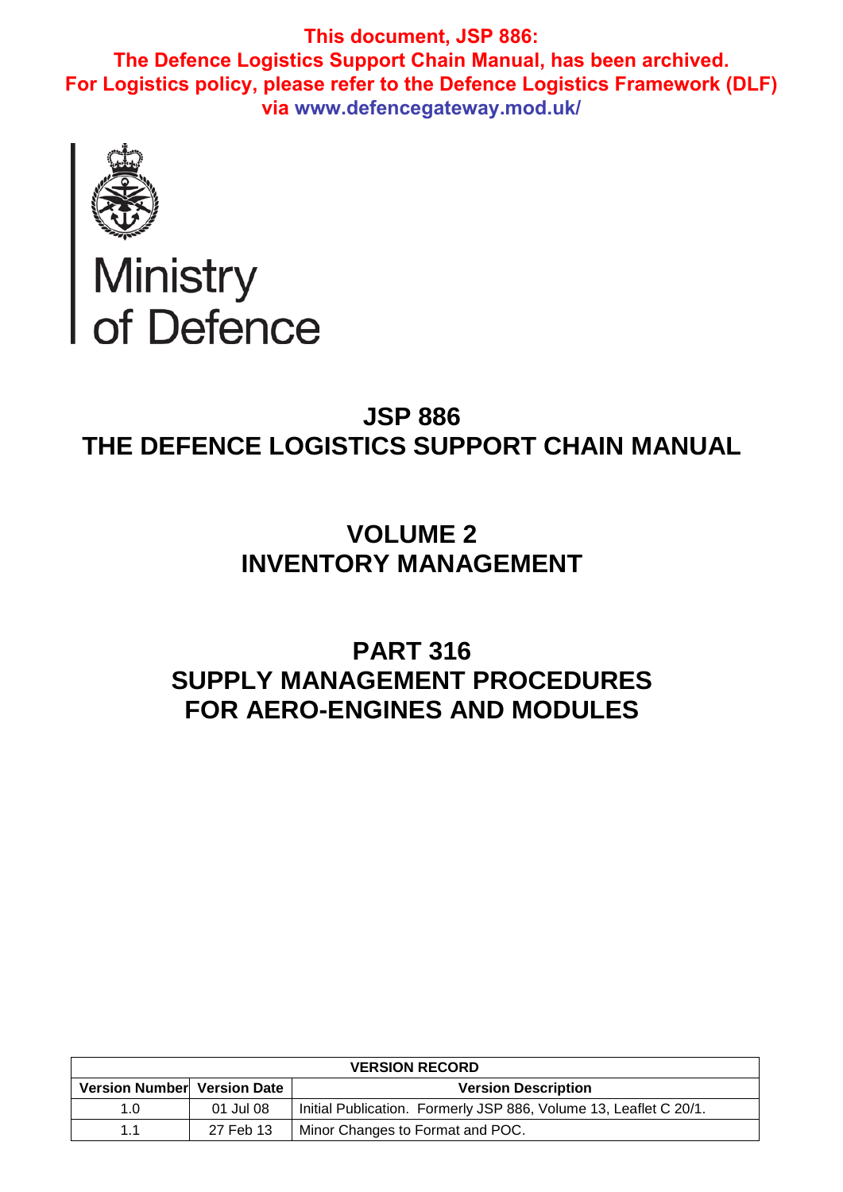**This document, JSP 886:**
**The Defence Logistics Support Chain Manual, has been archived.**
**For Logistics policy, please refer to the Defence Logistics Framework (DLF) via www.defencegateway.mod.uk/**

Ministry of Defence

# JSP 886
# THE DEFENCE LOGISTICS SUPPORT CHAIN MANUAL

## VOLUME 2
## INVENTORY MANAGEMENT

## PART 316
## SUPPLY MANAGEMENT PROCEDURES FOR AERO-ENGINES AND MODULES

| VERSION RECORD | | |
|---|---|---|
| **Version Number** | **Version Date** | **Version Description** |
| 1.0 | 01 Jul 08 | Initial Publication. Formerly JSP 886, Volume 13, Leaflet C 20/1. |
| 1.1 | 27 Feb 13 | Minor Changes to Format and POC. |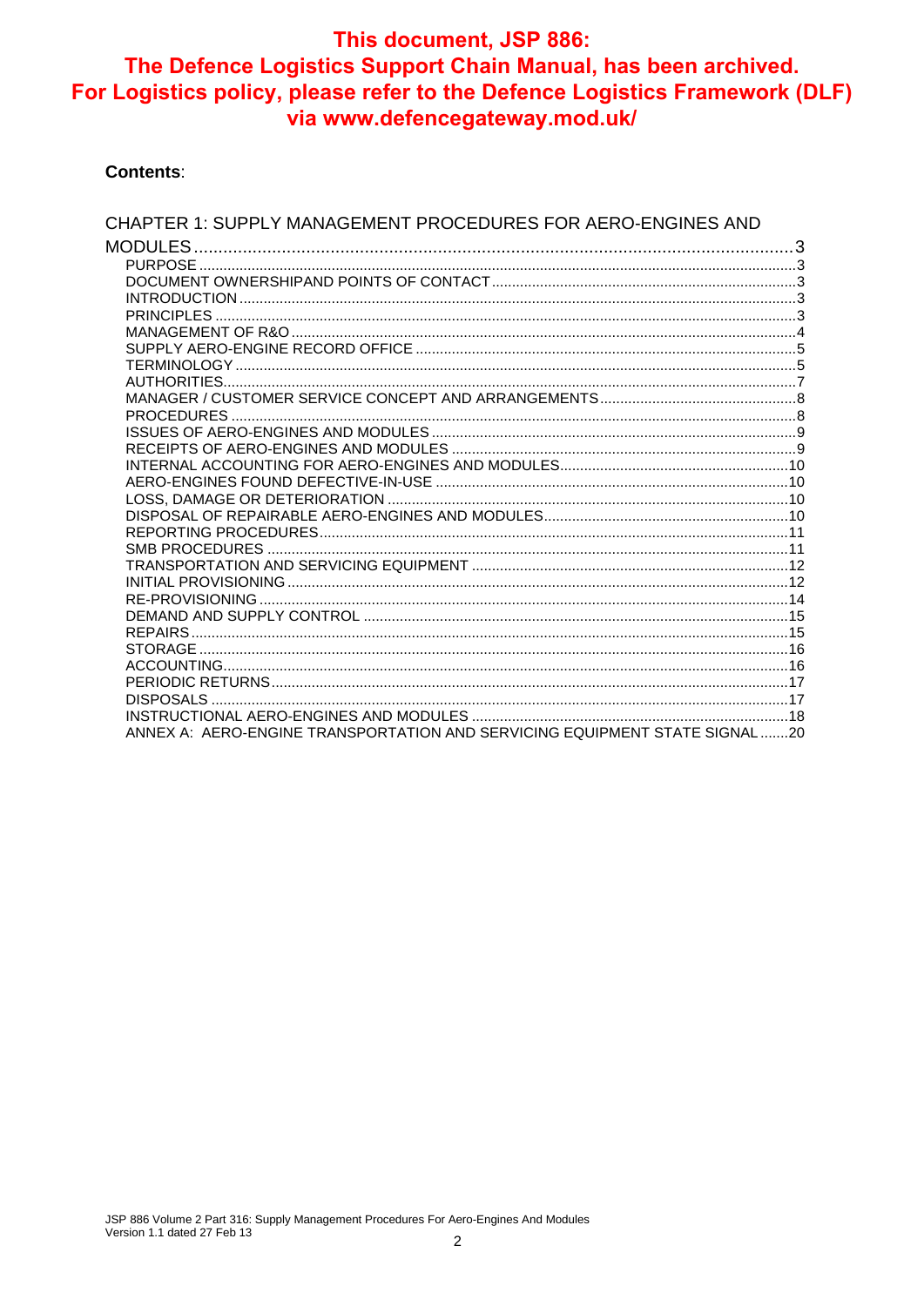**This document, JSP 886: The Defence Logistics Support Chain Manual, has been archived. For Logistics policy, please refer to the Defence Logistics Framework (DLF) via www.defencegateway.mod.uk/**

**Contents**:

CHAPTER 1: SUPPLY MANAGEMENT PROCEDURES FOR AERO-ENGINES AND MODULES ..... 3
- PURPOSE ..... 3
- DOCUMENT OWNERSHIPAND POINTS OF CONTACT ..... 3
- INTRODUCTION ..... 3
- PRINCIPLES ..... 3
- MANAGEMENT OF R&O ..... 4
- SUPPLY AERO-ENGINE RECORD OFFICE ..... 5
- TERMINOLOGY ..... 5
- AUTHORITIES ..... 7
- MANAGER / CUSTOMER SERVICE CONCEPT AND ARRANGEMENTS ..... 8
- PROCEDURES ..... 8
- ISSUES OF AERO-ENGINES AND MODULES ..... 9
- RECEIPTS OF AERO-ENGINES AND MODULES ..... 9
- INTERNAL ACCOUNTING FOR AERO-ENGINES AND MODULES ..... 10
- AERO-ENGINES FOUND DEFECTIVE-IN-USE ..... 10
- LOSS, DAMAGE OR DETERIORATION ..... 10
- DISPOSAL OF REPAIRABLE AERO-ENGINES AND MODULES ..... 10
- REPORTING PROCEDURES ..... 11
- SMB PROCEDURES ..... 11
- TRANSPORTATION AND SERVICING EQUIPMENT ..... 12
- INITIAL PROVISIONING ..... 12
- RE-PROVISIONING ..... 14
- DEMAND AND SUPPLY CONTROL ..... 15
- REPAIRS ..... 15
- STORAGE ..... 16
- ACCOUNTING ..... 16
- PERIODIC RETURNS ..... 17
- DISPOSALS ..... 17
- INSTRUCTIONAL AERO-ENGINES AND MODULES ..... 18
- ANNEX A: AERO-ENGINE TRANSPORTATION AND SERVICING EQUIPMENT STATE SIGNAL ..... 20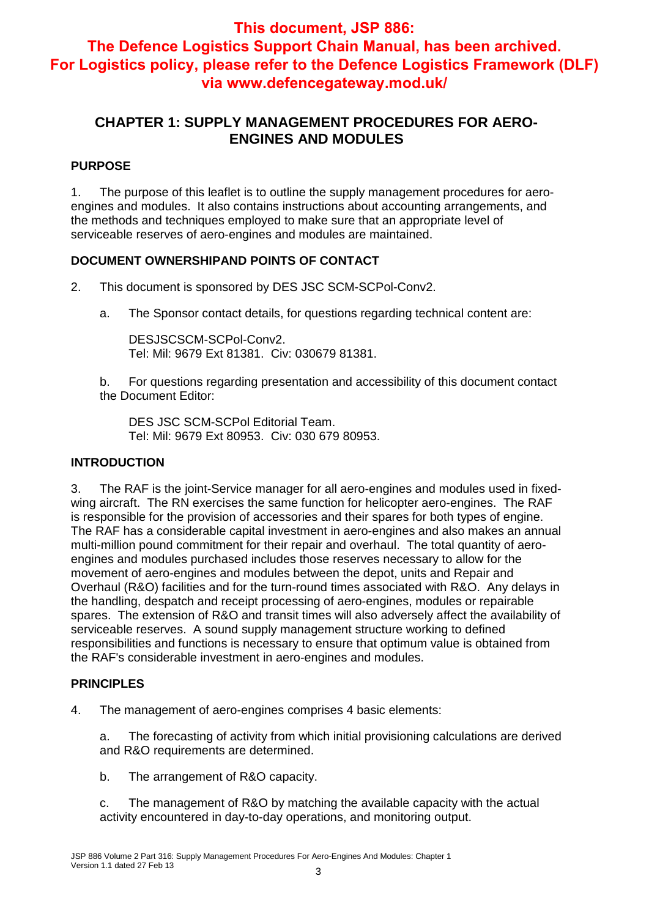**This document, JSP 886: The Defence Logistics Support Chain Manual, has been archived. For Logistics policy, please refer to the Defence Logistics Framework (DLF) via www.defencegateway.mod.uk/**

# CHAPTER 1: SUPPLY MANAGEMENT PROCEDURES FOR AERO-ENGINES AND MODULES

## PURPOSE

1. The purpose of this leaflet is to outline the supply management procedures for aero-engines and modules. It also contains instructions about accounting arrangements, and the methods and techniques employed to make sure that an appropriate level of serviceable reserves of aero-engines and modules are maintained.

## DOCUMENT OWNERSHIPAND POINTS OF CONTACT

2. This document is sponsored by DES JSC SCM-SCPol-Conv2.

   a. The Sponsor contact details, for questions regarding technical content are:

      DESJSCSCM-SCPol-Conv2.
      Tel: Mil: 9679 Ext 81381. Civ: 030679 81381.

   b. For questions regarding presentation and accessibility of this document contact the Document Editor:

      DES JSC SCM-SCPol Editorial Team.
      Tel: Mil: 9679 Ext 80953. Civ: 030 679 80953.

## INTRODUCTION

3. The RAF is the joint-Service manager for all aero-engines and modules used in fixed-wing aircraft. The RN exercises the same function for helicopter aero-engines. The RAF is responsible for the provision of accessories and their spares for both types of engine. The RAF has a considerable capital investment in aero-engines and also makes an annual multi-million pound commitment for their repair and overhaul. The total quantity of aero-engines and modules purchased includes those reserves necessary to allow for the movement of aero-engines and modules between the depot, units and Repair and Overhaul (R&O) facilities and for the turn-round times associated with R&O. Any delays in the handling, despatch and receipt processing of aero-engines, modules or repairable spares. The extension of R&O and transit times will also adversely affect the availability of serviceable reserves. A sound supply management structure working to defined responsibilities and functions is necessary to ensure that optimum value is obtained from the RAF's considerable investment in aero-engines and modules.

## PRINCIPLES

4. The management of aero-engines comprises 4 basic elements:

   a. The forecasting of activity from which initial provisioning calculations are derived and R&O requirements are determined.

   b. The arrangement of R&O capacity.

   c. The management of R&O by matching the available capacity with the actual activity encountered in day-to-day operations, and monitoring output.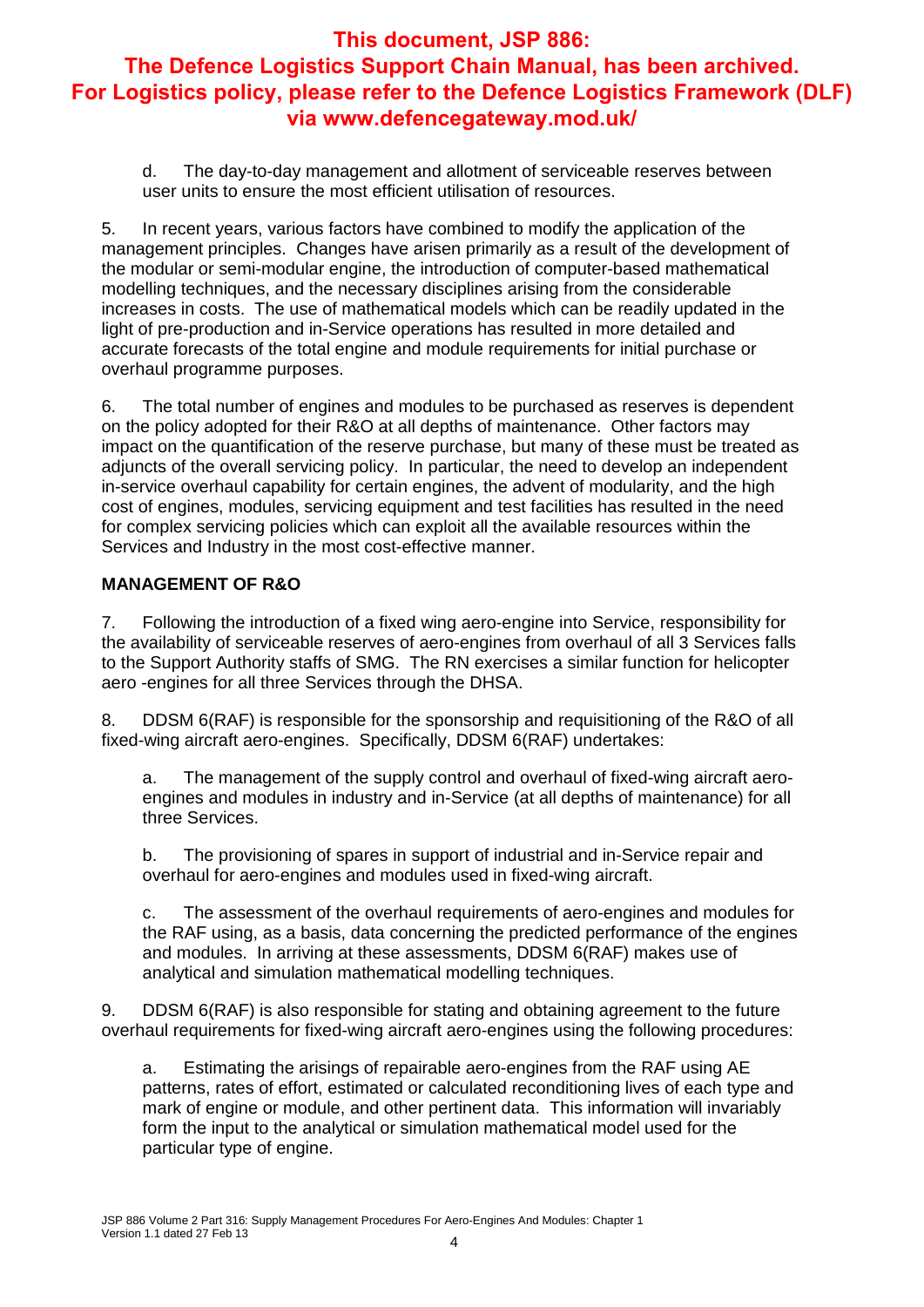**This document, JSP 886: The Defence Logistics Support Chain Manual, has been archived. For Logistics policy, please refer to the Defence Logistics Framework (DLF) via www.defencegateway.mod.uk/**

d. The day-to-day management and allotment of serviceable reserves between user units to ensure the most efficient utilisation of resources.

5. In recent years, various factors have combined to modify the application of the management principles. Changes have arisen primarily as a result of the development of the modular or semi-modular engine, the introduction of computer-based mathematical modelling techniques, and the necessary disciplines arising from the considerable increases in costs. The use of mathematical models which can be readily updated in the light of pre-production and in-Service operations has resulted in more detailed and accurate forecasts of the total engine and module requirements for initial purchase or overhaul programme purposes.

6. The total number of engines and modules to be purchased as reserves is dependent on the policy adopted for their R&O at all depths of maintenance. Other factors may impact on the quantification of the reserve purchase, but many of these must be treated as adjuncts of the overall servicing policy. In particular, the need to develop an independent in-service overhaul capability for certain engines, the advent of modularity, and the high cost of engines, modules, servicing equipment and test facilities has resulted in the need for complex servicing policies which can exploit all the available resources within the Services and Industry in the most cost-effective manner.

**MANAGEMENT OF R&O**

7. Following the introduction of a fixed wing aero-engine into Service, responsibility for the availability of serviceable reserves of aero-engines from overhaul of all 3 Services falls to the Support Authority staffs of SMG. The RN exercises a similar function for helicopter aero -engines for all three Services through the DHSA.

8. DDSM 6(RAF) is responsible for the sponsorship and requisitioning of the R&O of all fixed-wing aircraft aero-engines. Specifically, DDSM 6(RAF) undertakes:

a. The management of the supply control and overhaul of fixed-wing aircraft aero-engines and modules in industry and in-Service (at all depths of maintenance) for all three Services.

b. The provisioning of spares in support of industrial and in-Service repair and overhaul for aero-engines and modules used in fixed-wing aircraft.

c. The assessment of the overhaul requirements of aero-engines and modules for the RAF using, as a basis, data concerning the predicted performance of the engines and modules. In arriving at these assessments, DDSM 6(RAF) makes use of analytical and simulation mathematical modelling techniques.

9. DDSM 6(RAF) is also responsible for stating and obtaining agreement to the future overhaul requirements for fixed-wing aircraft aero-engines using the following procedures:

a. Estimating the arisings of repairable aero-engines from the RAF using AE patterns, rates of effort, estimated or calculated reconditioning lives of each type and mark of engine or module, and other pertinent data. This information will invariably form the input to the analytical or simulation mathematical model used for the particular type of engine.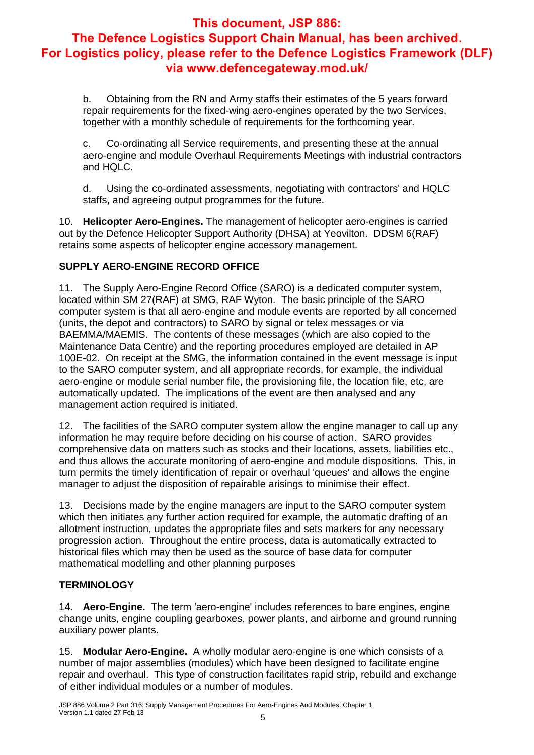b. Obtaining from the RN and Army staffs their estimates of the 5 years forward repair requirements for the fixed-wing aero-engines operated by the two Services, together with a monthly schedule of requirements for the forthcoming year.

c. Co-ordinating all Service requirements, and presenting these at the annual aero-engine and module Overhaul Requirements Meetings with industrial contractors and HQLC.

d. Using the co-ordinated assessments, negotiating with contractors' and HQLC staffs, and agreeing output programmes for the future.

10. **Helicopter Aero-Engines.** The management of helicopter aero-engines is carried out by the Defence Helicopter Support Authority (DHSA) at Yeovilton. DDSM 6(RAF) retains some aspects of helicopter engine accessory management.

## SUPPLY AERO-ENGINE RECORD OFFICE

11. The Supply Aero-Engine Record Office (SARO) is a dedicated computer system, located within SM 27(RAF) at SMG, RAF Wyton. The basic principle of the SARO computer system is that all aero-engine and module events are reported by all concerned (units, the depot and contractors) to SARO by signal or telex messages or via BAEMMA/MAEMIS. The contents of these messages (which are also copied to the Maintenance Data Centre) and the reporting procedures employed are detailed in AP 100E-02. On receipt at the SMG, the information contained in the event message is input to the SARO computer system, and all appropriate records, for example, the individual aero-engine or module serial number file, the provisioning file, the location file, etc, are automatically updated. The implications of the event are then analysed and any management action required is initiated.

12. The facilities of the SARO computer system allow the engine manager to call up any information he may require before deciding on his course of action. SARO provides comprehensive data on matters such as stocks and their locations, assets, liabilities etc., and thus allows the accurate monitoring of aero-engine and module dispositions. This, in turn permits the timely identification of repair or overhaul 'queues' and allows the engine manager to adjust the disposition of repairable arisings to minimise their effect.

13. Decisions made by the engine managers are input to the SARO computer system which then initiates any further action required for example, the automatic drafting of an allotment instruction, updates the appropriate files and sets markers for any necessary progression action. Throughout the entire process, data is automatically extracted to historical files which may then be used as the source of base data for computer mathematical modelling and other planning purposes

## TERMINOLOGY

14. **Aero-Engine.** The term 'aero-engine' includes references to bare engines, engine change units, engine coupling gearboxes, power plants, and airborne and ground running auxiliary power plants.

15. **Modular Aero-Engine.** A wholly modular aero-engine is one which consists of a number of major assemblies (modules) which have been designed to facilitate engine repair and overhaul. This type of construction facilitates rapid strip, rebuild and exchange of either individual modules or a number of modules.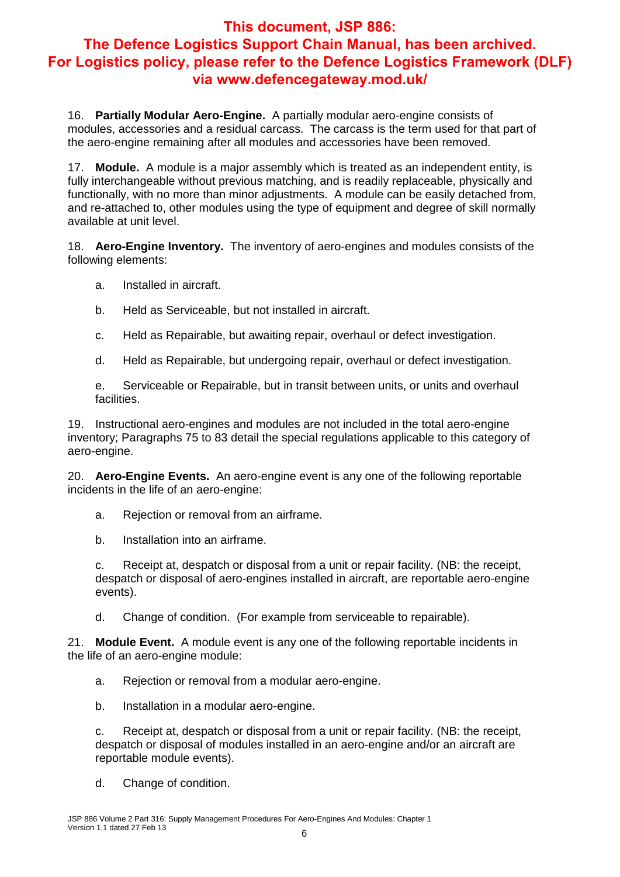**This document, JSP 886: The Defence Logistics Support Chain Manual, has been archived. For Logistics policy, please refer to the Defence Logistics Framework (DLF) via www.defencegateway.mod.uk/**

16. **Partially Modular Aero-Engine.** A partially modular aero-engine consists of modules, accessories and a residual carcass. The carcass is the term used for that part of the aero-engine remaining after all modules and accessories have been removed.

17. **Module.** A module is a major assembly which is treated as an independent entity, is fully interchangeable without previous matching, and is readily replaceable, physically and functionally, with no more than minor adjustments. A module can be easily detached from, and re-attached to, other modules using the type of equipment and degree of skill normally available at unit level.

18. **Aero-Engine Inventory.** The inventory of aero-engines and modules consists of the following elements:

a. Installed in aircraft.

b. Held as Serviceable, but not installed in aircraft.

c. Held as Repairable, but awaiting repair, overhaul or defect investigation.

d. Held as Repairable, but undergoing repair, overhaul or defect investigation.

e. Serviceable or Repairable, but in transit between units, or units and overhaul facilities.

19. Instructional aero-engines and modules are not included in the total aero-engine inventory; Paragraphs 75 to 83 detail the special regulations applicable to this category of aero-engine.

20. **Aero-Engine Events.** An aero-engine event is any one of the following reportable incidents in the life of an aero-engine:

a. Rejection or removal from an airframe.

b. Installation into an airframe.

c. Receipt at, despatch or disposal from a unit or repair facility. (NB: the receipt, despatch or disposal of aero-engines installed in aircraft, are reportable aero-engine events).

d. Change of condition. (For example from serviceable to repairable).

21. **Module Event.** A module event is any one of the following reportable incidents in the life of an aero-engine module:

a. Rejection or removal from a modular aero-engine.

b. Installation in a modular aero-engine.

c. Receipt at, despatch or disposal from a unit or repair facility. (NB: the receipt, despatch or disposal of modules installed in an aero-engine and/or an aircraft are reportable module events).

d. Change of condition.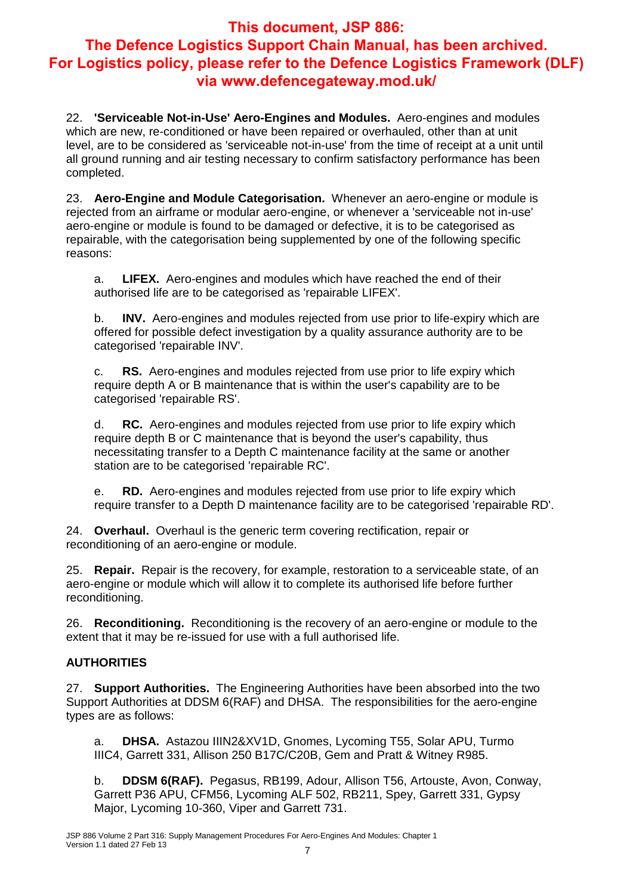**This document, JSP 886: The Defence Logistics Support Chain Manual, has been archived. For Logistics policy, please refer to the Defence Logistics Framework (DLF) via www.defencegateway.mod.uk/**

22. **'Serviceable Not-in-Use' Aero-Engines and Modules.** Aero-engines and modules which are new, re-conditioned or have been repaired or overhauled, other than at unit level, are to be considered as 'serviceable not-in-use' from the time of receipt at a unit until all ground running and air testing necessary to confirm satisfactory performance has been completed.

23. **Aero-Engine and Module Categorisation.** Whenever an aero-engine or module is rejected from an airframe or modular aero-engine, or whenever a 'serviceable not in-use' aero-engine or module is found to be damaged or defective, it is to be categorised as repairable, with the categorisation being supplemented by one of the following specific reasons:

a. **LIFEX.** Aero-engines and modules which have reached the end of their authorised life are to be categorised as 'repairable LIFEX'.

b. **INV.** Aero-engines and modules rejected from use prior to life-expiry which are offered for possible defect investigation by a quality assurance authority are to be categorised 'repairable INV'.

c. **RS.** Aero-engines and modules rejected from use prior to life expiry which require depth A or B maintenance that is within the user's capability are to be categorised 'repairable RS'.

d. **RC.** Aero-engines and modules rejected from use prior to life expiry which require depth B or C maintenance that is beyond the user's capability, thus necessitating transfer to a Depth C maintenance facility at the same or another station are to be categorised 'repairable RC'.

e. **RD.** Aero-engines and modules rejected from use prior to life expiry which require transfer to a Depth D maintenance facility are to be categorised 'repairable RD'.

24. **Overhaul.** Overhaul is the generic term covering rectification, repair or reconditioning of an aero-engine or module.

25. **Repair.** Repair is the recovery, for example, restoration to a serviceable state, of an aero-engine or module which will allow it to complete its authorised life before further reconditioning.

26. **Reconditioning.** Reconditioning is the recovery of an aero-engine or module to the extent that it may be re-issued for use with a full authorised life.

## AUTHORITIES

27. **Support Authorities.** The Engineering Authorities have been absorbed into the two Support Authorities at DDSM 6(RAF) and DHSA. The responsibilities for the aero-engine types are as follows:

a. **DHSA.** Astazou IIIN2&XV1D, Gnomes, Lycoming T55, Solar APU, Turmo IIIC4, Garrett 331, Allison 250 B17C/C20B, Gem and Pratt & Witney R985.

b. **DDSM 6(RAF).** Pegasus, RB199, Adour, Allison T56, Artouste, Avon, Conway, Garrett P36 APU, CFM56, Lycoming ALF 502, RB211, Spey, Garrett 331, Gypsy Major, Lycoming 10-360, Viper and Garrett 731.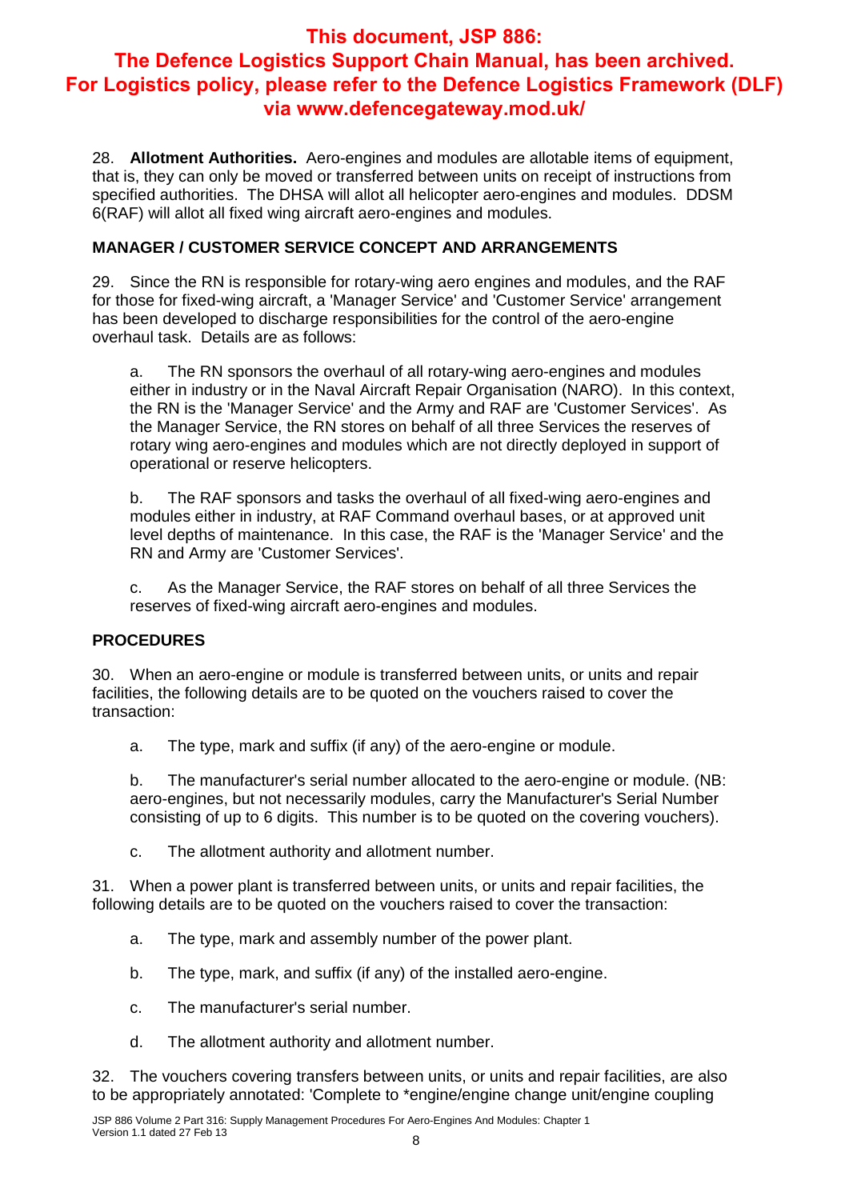28. **Allotment Authorities.** Aero-engines and modules are allotable items of equipment, that is, they can only be moved or transferred between units on receipt of instructions from specified authorities. The DHSA will allot all helicopter aero-engines and modules. DDSM 6(RAF) will allot all fixed wing aircraft aero-engines and modules.

**MANAGER / CUSTOMER SERVICE CONCEPT AND ARRANGEMENTS**

29. Since the RN is responsible for rotary-wing aero engines and modules, and the RAF for those for fixed-wing aircraft, a 'Manager Service' and 'Customer Service' arrangement has been developed to discharge responsibilities for the control of the aero-engine overhaul task. Details are as follows:

a. The RN sponsors the overhaul of all rotary-wing aero-engines and modules either in industry or in the Naval Aircraft Repair Organisation (NARO). In this context, the RN is the 'Manager Service' and the Army and RAF are 'Customer Services'. As the Manager Service, the RN stores on behalf of all three Services the reserves of rotary wing aero-engines and modules which are not directly deployed in support of operational or reserve helicopters.

b. The RAF sponsors and tasks the overhaul of all fixed-wing aero-engines and modules either in industry, at RAF Command overhaul bases, or at approved unit level depths of maintenance. In this case, the RAF is the 'Manager Service' and the RN and Army are 'Customer Services'.

c. As the Manager Service, the RAF stores on behalf of all three Services the reserves of fixed-wing aircraft aero-engines and modules.

**PROCEDURES**

30. When an aero-engine or module is transferred between units, or units and repair facilities, the following details are to be quoted on the vouchers raised to cover the transaction:

a. The type, mark and suffix (if any) of the aero-engine or module.

b. The manufacturer's serial number allocated to the aero-engine or module. (NB: aero-engines, but not necessarily modules, carry the Manufacturer's Serial Number consisting of up to 6 digits. This number is to be quoted on the covering vouchers).

c. The allotment authority and allotment number.

31. When a power plant is transferred between units, or units and repair facilities, the following details are to be quoted on the vouchers raised to cover the transaction:

a. The type, mark and assembly number of the power plant.

b. The type, mark, and suffix (if any) of the installed aero-engine.

c. The manufacturer's serial number.

d. The allotment authority and allotment number.

32. The vouchers covering transfers between units, or units and repair facilities, are also to be appropriately annotated: 'Complete to *engine/engine change unit/engine coupling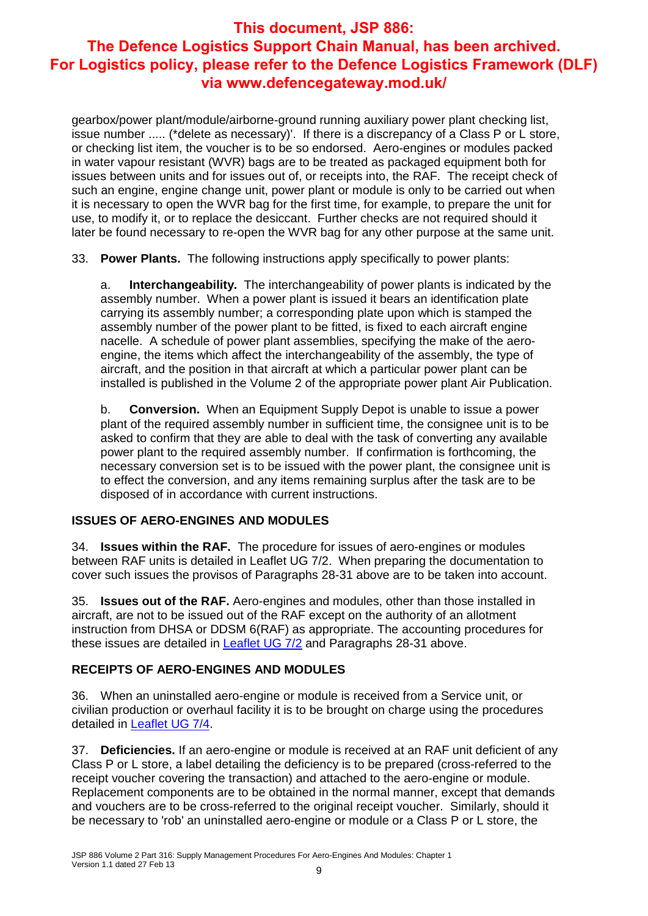gearbox/power plant/module/airborne-ground running auxiliary power plant checking list, issue number ..... (*delete as necessary)'. If there is a discrepancy of a Class P or L store, or checking list item, the voucher is to be so endorsed. Aero-engines or modules packed in water vapour resistant (WVR) bags are to be treated as packaged equipment both for issues between units and for issues out of, or receipts into, the RAF. The receipt check of such an engine, engine change unit, power plant or module is only to be carried out when it is necessary to open the WVR bag for the first time, for example, to prepare the unit for use, to modify it, or to replace the desiccant. Further checks are not required should it later be found necessary to re-open the WVR bag for any other purpose at the same unit.

33. **Power Plants.** The following instructions apply specifically to power plants:

a. **Interchangeability.** The interchangeability of power plants is indicated by the assembly number. When a power plant is issued it bears an identification plate carrying its assembly number; a corresponding plate upon which is stamped the assembly number of the power plant to be fitted, is fixed to each aircraft engine nacelle. A schedule of power plant assemblies, specifying the make of the aero-engine, the items which affect the interchangeability of the assembly, the type of aircraft, and the position in that aircraft at which a particular power plant can be installed is published in the Volume 2 of the appropriate power plant Air Publication.

b. **Conversion.** When an Equipment Supply Depot is unable to issue a power plant of the required assembly number in sufficient time, the consignee unit is to be asked to confirm that they are able to deal with the task of converting any available power plant to the required assembly number. If confirmation is forthcoming, the necessary conversion set is to be issued with the power plant, the consignee unit is to effect the conversion, and any items remaining surplus after the task are to be disposed of in accordance with current instructions.

## ISSUES OF AERO-ENGINES AND MODULES

34. **Issues within the RAF.** The procedure for issues of aero-engines or modules between RAF units is detailed in Leaflet UG 7/2. When preparing the documentation to cover such issues the provisos of Paragraphs 28-31 above are to be taken into account.

35. **Issues out of the RAF.** Aero-engines and modules, other than those installed in aircraft, are not to be issued out of the RAF except on the authority of an allotment instruction from DHSA or DDSM 6(RAF) as appropriate. The accounting procedures for these issues are detailed in Leaflet UG 7/2 and Paragraphs 28-31 above.

## RECEIPTS OF AERO-ENGINES AND MODULES

36. When an uninstalled aero-engine or module is received from a Service unit, or civilian production or overhaul facility it is to be brought on charge using the procedures detailed in Leaflet UG 7/4.

37. **Deficiencies.** If an aero-engine or module is received at an RAF unit deficient of any Class P or L store, a label detailing the deficiency is to be prepared (cross-referred to the receipt voucher covering the transaction) and attached to the aero-engine or module. Replacement components are to be obtained in the normal manner, except that demands and vouchers are to be cross-referred to the original receipt voucher. Similarly, should it be necessary to 'rob' an uninstalled aero-engine or module or a Class P or L store, the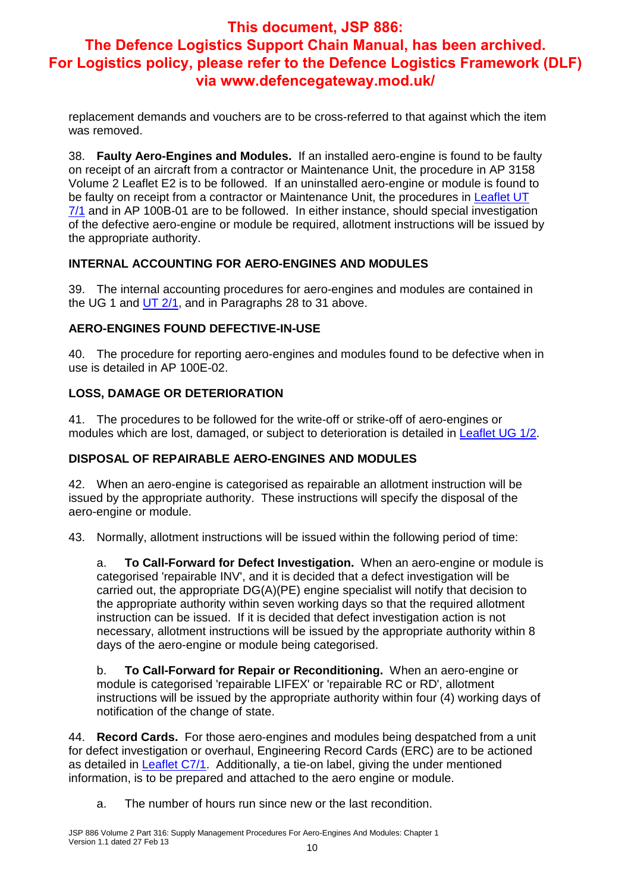replacement demands and vouchers are to be cross-referred to that against which the item was removed.

38. **Faulty Aero-Engines and Modules.** If an installed aero-engine is found to be faulty on receipt of an aircraft from a contractor or Maintenance Unit, the procedure in AP 3158 Volume 2 Leaflet E2 is to be followed. If an uninstalled aero-engine or module is found to be faulty on receipt from a contractor or Maintenance Unit, the procedures in Leaflet UT 7/1 and in AP 100B-01 are to be followed. In either instance, should special investigation of the defective aero-engine or module be required, allotment instructions will be issued by the appropriate authority.

## INTERNAL ACCOUNTING FOR AERO-ENGINES AND MODULES

39. The internal accounting procedures for aero-engines and modules are contained in the UG 1 and UT 2/1, and in Paragraphs 28 to 31 above.

## AERO-ENGINES FOUND DEFECTIVE-IN-USE

40. The procedure for reporting aero-engines and modules found to be defective when in use is detailed in AP 100E-02.

## LOSS, DAMAGE OR DETERIORATION

41. The procedures to be followed for the write-off or strike-off of aero-engines or modules which are lost, damaged, or subject to deterioration is detailed in Leaflet UG 1/2.

## DISPOSAL OF REPAIRABLE AERO-ENGINES AND MODULES

42. When an aero-engine is categorised as repairable an allotment instruction will be issued by the appropriate authority. These instructions will specify the disposal of the aero-engine or module.

43. Normally, allotment instructions will be issued within the following period of time:

a. **To Call-Forward for Defect Investigation.** When an aero-engine or module is categorised 'repairable INV', and it is decided that a defect investigation will be carried out, the appropriate DG(A)(PE) engine specialist will notify that decision to the appropriate authority within seven working days so that the required allotment instruction can be issued. If it is decided that defect investigation action is not necessary, allotment instructions will be issued by the appropriate authority within 8 days of the aero-engine or module being categorised.

b. **To Call-Forward for Repair or Reconditioning.** When an aero-engine or module is categorised 'repairable LIFEX' or 'repairable RC or RD', allotment instructions will be issued by the appropriate authority within four (4) working days of notification of the change of state.

44. **Record Cards.** For those aero-engines and modules being despatched from a unit for defect investigation or overhaul, Engineering Record Cards (ERC) are to be actioned as detailed in Leaflet C7/1. Additionally, a tie-on label, giving the under mentioned information, is to be prepared and attached to the aero engine or module.

a. The number of hours run since new or the last recondition.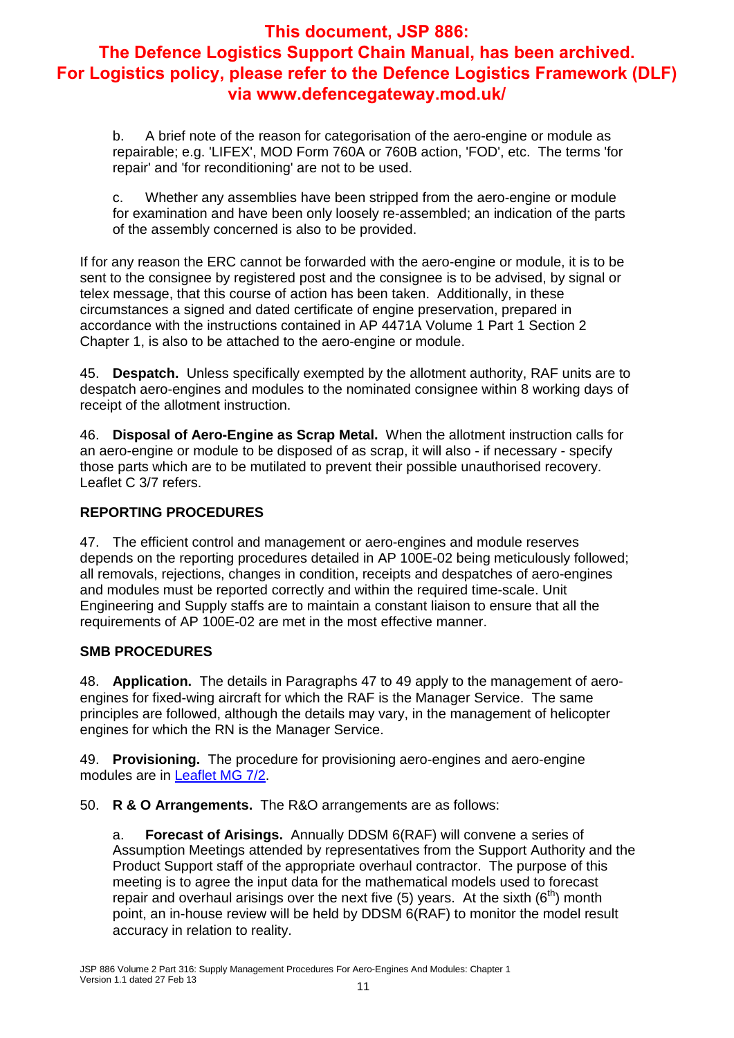**This document, JSP 886: The Defence Logistics Support Chain Manual, has been archived. For Logistics policy, please refer to the Defence Logistics Framework (DLF) via www.defencegateway.mod.uk/**

b. A brief note of the reason for categorisation of the aero-engine or module as repairable; e.g. 'LIFEX', MOD Form 760A or 760B action, 'FOD', etc. The terms 'for repair' and 'for reconditioning' are not to be used.

c. Whether any assemblies have been stripped from the aero-engine or module for examination and have been only loosely re-assembled; an indication of the parts of the assembly concerned is also to be provided.

If for any reason the ERC cannot be forwarded with the aero-engine or module, it is to be sent to the consignee by registered post and the consignee is to be advised, by signal or telex message, that this course of action has been taken. Additionally, in these circumstances a signed and dated certificate of engine preservation, prepared in accordance with the instructions contained in AP 4471A Volume 1 Part 1 Section 2 Chapter 1, is also to be attached to the aero-engine or module.

45. **Despatch.** Unless specifically exempted by the allotment authority, RAF units are to despatch aero-engines and modules to the nominated consignee within 8 working days of receipt of the allotment instruction.

46. **Disposal of Aero-Engine as Scrap Metal.** When the allotment instruction calls for an aero-engine or module to be disposed of as scrap, it will also - if necessary - specify those parts which are to be mutilated to prevent their possible unauthorised recovery. Leaflet C 3/7 refers.

## REPORTING PROCEDURES

47. The efficient control and management or aero-engines and module reserves depends on the reporting procedures detailed in AP 100E-02 being meticulously followed; all removals, rejections, changes in condition, receipts and despatches of aero-engines and modules must be reported correctly and within the required time-scale. Unit Engineering and Supply staffs are to maintain a constant liaison to ensure that all the requirements of AP 100E-02 are met in the most effective manner.

## SMB PROCEDURES

48. **Application.** The details in Paragraphs 47 to 49 apply to the management of aero-engines for fixed-wing aircraft for which the RAF is the Manager Service. The same principles are followed, although the details may vary, in the management of helicopter engines for which the RN is the Manager Service.

49. **Provisioning.** The procedure for provisioning aero-engines and aero-engine modules are in Leaflet MG 7/2.

50. **R & O Arrangements.** The R&O arrangements are as follows:

a. **Forecast of Arisings.** Annually DDSM 6(RAF) will convene a series of Assumption Meetings attended by representatives from the Support Authority and the Product Support staff of the appropriate overhaul contractor. The purpose of this meeting is to agree the input data for the mathematical models used to forecast repair and overhaul arisings over the next five (5) years. At the sixth (6th) month point, an in-house review will be held by DDSM 6(RAF) to monitor the model result accuracy in relation to reality.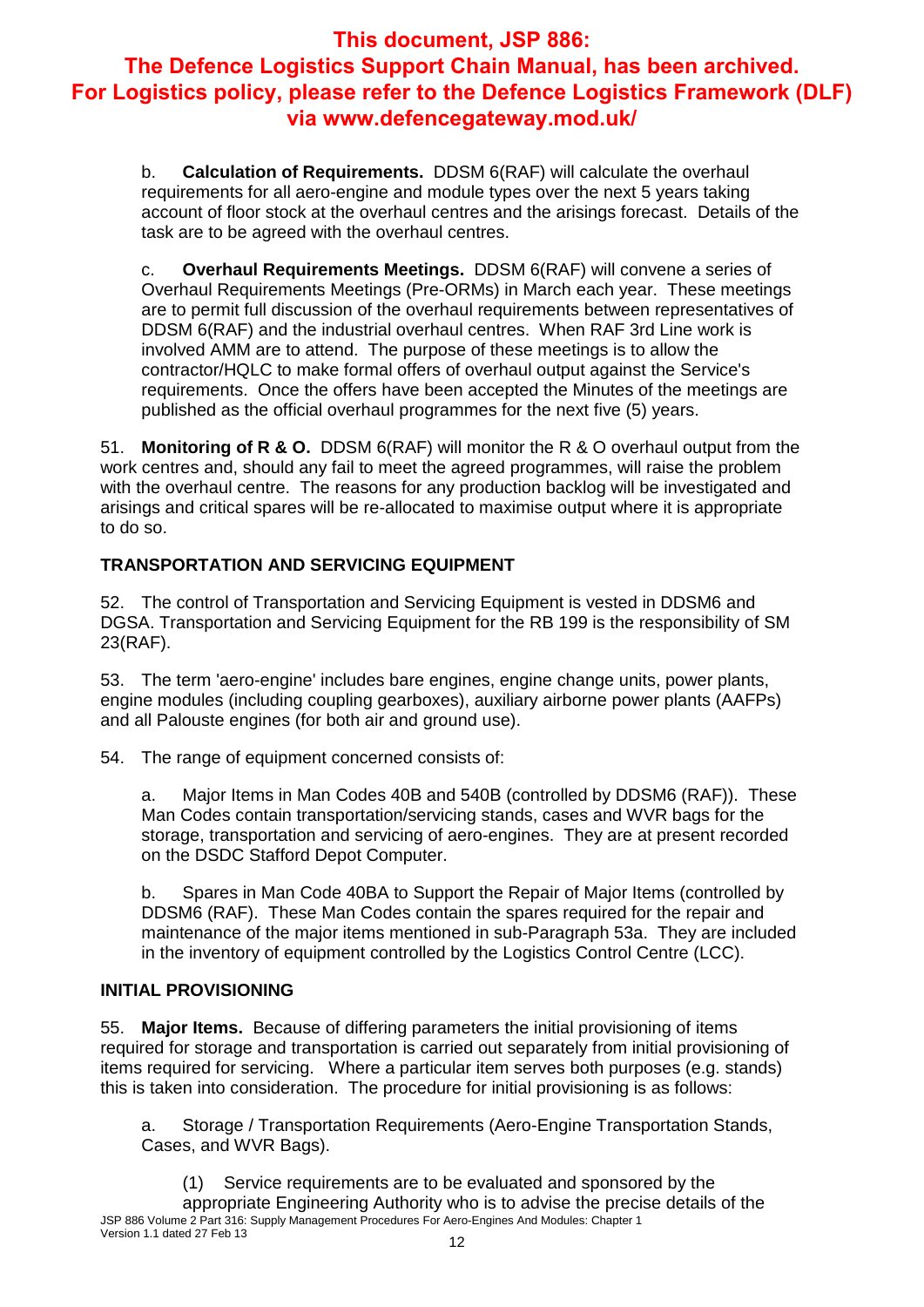**This document, JSP 886: The Defence Logistics Support Chain Manual, has been archived. For Logistics policy, please refer to the Defence Logistics Framework (DLF) via www.defencegateway.mod.uk/**

b. **Calculation of Requirements.** DDSM 6(RAF) will calculate the overhaul requirements for all aero-engine and module types over the next 5 years taking account of floor stock at the overhaul centres and the arisings forecast. Details of the task are to be agreed with the overhaul centres.

c. **Overhaul Requirements Meetings.** DDSM 6(RAF) will convene a series of Overhaul Requirements Meetings (Pre-ORMs) in March each year. These meetings are to permit full discussion of the overhaul requirements between representatives of DDSM 6(RAF) and the industrial overhaul centres. When RAF 3rd Line work is involved AMM are to attend. The purpose of these meetings is to allow the contractor/HQLC to make formal offers of overhaul output against the Service's requirements. Once the offers have been accepted the Minutes of the meetings are published as the official overhaul programmes for the next five (5) years.

51. **Monitoring of R & O.** DDSM 6(RAF) will monitor the R & O overhaul output from the work centres and, should any fail to meet the agreed programmes, will raise the problem with the overhaul centre. The reasons for any production backlog will be investigated and arisings and critical spares will be re-allocated to maximise output where it is appropriate to do so.

## TRANSPORTATION AND SERVICING EQUIPMENT

52. The control of Transportation and Servicing Equipment is vested in DDSM6 and DGSA. Transportation and Servicing Equipment for the RB 199 is the responsibility of SM 23(RAF).

53. The term 'aero-engine' includes bare engines, engine change units, power plants, engine modules (including coupling gearboxes), auxiliary airborne power plants (AAFPs) and all Palouste engines (for both air and ground use).

54. The range of equipment concerned consists of:

a. Major Items in Man Codes 40B and 540B (controlled by DDSM6 (RAF)). These Man Codes contain transportation/servicing stands, cases and WVR bags for the storage, transportation and servicing of aero-engines. They are at present recorded on the DSDC Stafford Depot Computer.

b. Spares in Man Code 40BA to Support the Repair of Major Items (controlled by DDSM6 (RAF). These Man Codes contain the spares required for the repair and maintenance of the major items mentioned in sub-Paragraph 53a. They are included in the inventory of equipment controlled by the Logistics Control Centre (LCC).

## INITIAL PROVISIONING

55. **Major Items.** Because of differing parameters the initial provisioning of items required for storage and transportation is carried out separately from initial provisioning of items required for servicing. Where a particular item serves both purposes (e.g. stands) this is taken into consideration. The procedure for initial provisioning is as follows:

a. Storage / Transportation Requirements (Aero-Engine Transportation Stands, Cases, and WVR Bags).

(1) Service requirements are to be evaluated and sponsored by the appropriate Engineering Authority who is to advise the precise details of the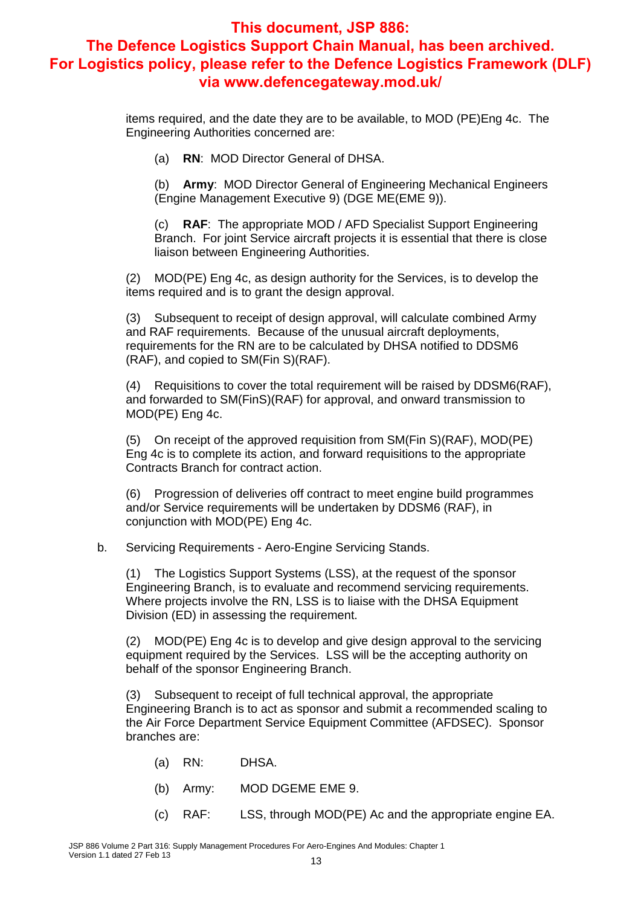**This document, JSP 886: The Defence Logistics Support Chain Manual, has been archived. For Logistics policy, please refer to the Defence Logistics Framework (DLF) via www.defencegateway.mod.uk/**

items required, and the date they are to be available, to MOD (PE)Eng 4c. The Engineering Authorities concerned are:

(a) **RN**: MOD Director General of DHSA.

(b) **Army**: MOD Director General of Engineering Mechanical Engineers (Engine Management Executive 9) (DGE ME(EME 9)).

(c) **RAF**: The appropriate MOD / AFD Specialist Support Engineering Branch. For joint Service aircraft projects it is essential that there is close liaison between Engineering Authorities.

(2) MOD(PE) Eng 4c, as design authority for the Services, is to develop the items required and is to grant the design approval.

(3) Subsequent to receipt of design approval, will calculate combined Army and RAF requirements. Because of the unusual aircraft deployments, requirements for the RN are to be calculated by DHSA notified to DDSM6 (RAF), and copied to SM(Fin S)(RAF).

(4) Requisitions to cover the total requirement will be raised by DDSM6(RAF), and forwarded to SM(FinS)(RAF) for approval, and onward transmission to MOD(PE) Eng 4c.

(5) On receipt of the approved requisition from SM(Fin S)(RAF), MOD(PE) Eng 4c is to complete its action, and forward requisitions to the appropriate Contracts Branch for contract action.

(6) Progression of deliveries off contract to meet engine build programmes and/or Service requirements will be undertaken by DDSM6 (RAF), in conjunction with MOD(PE) Eng 4c.

b. Servicing Requirements - Aero-Engine Servicing Stands.

(1) The Logistics Support Systems (LSS), at the request of the sponsor Engineering Branch, is to evaluate and recommend servicing requirements. Where projects involve the RN, LSS is to liaise with the DHSA Equipment Division (ED) in assessing the requirement.

(2) MOD(PE) Eng 4c is to develop and give design approval to the servicing equipment required by the Services. LSS will be the accepting authority on behalf of the sponsor Engineering Branch.

(3) Subsequent to receipt of full technical approval, the appropriate Engineering Branch is to act as sponsor and submit a recommended scaling to the Air Force Department Service Equipment Committee (AFDSEC). Sponsor branches are:

(a) RN: DHSA.

(b) Army: MOD DGEME EME 9.

(c) RAF: LSS, through MOD(PE) Ac and the appropriate engine EA.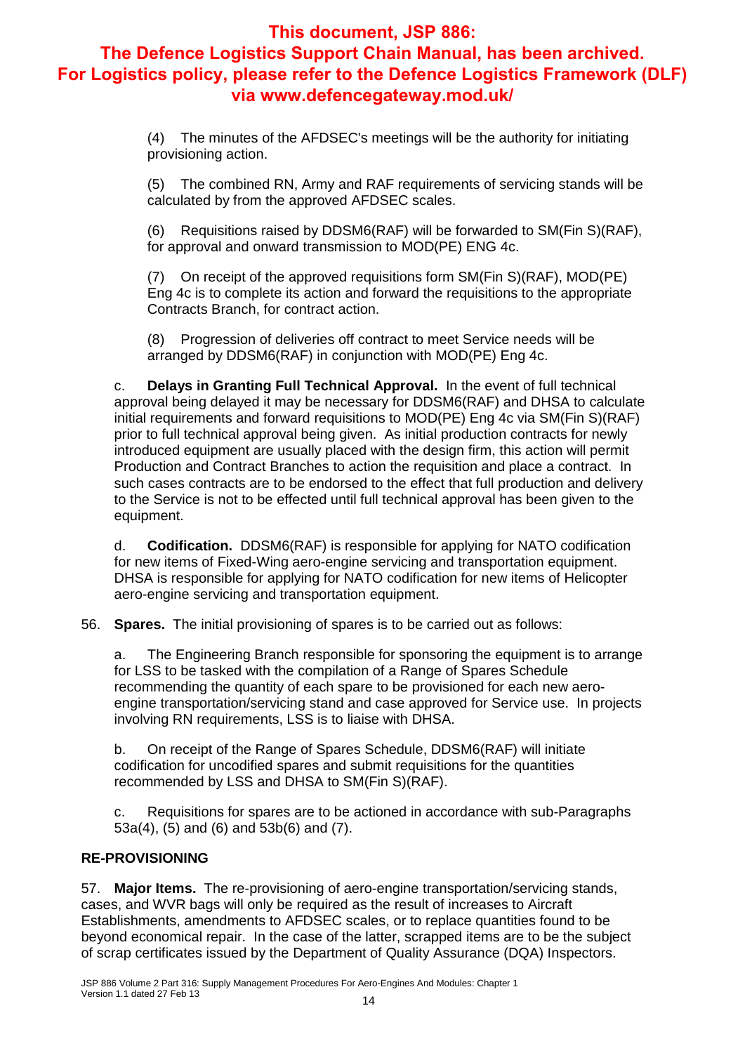(4) The minutes of the AFDSEC's meetings will be the authority for initiating provisioning action.

(5) The combined RN, Army and RAF requirements of servicing stands will be calculated by from the approved AFDSEC scales.

(6) Requisitions raised by DDSM6(RAF) will be forwarded to SM(Fin S)(RAF), for approval and onward transmission to MOD(PE) ENG 4c.

(7) On receipt of the approved requisitions form SM(Fin S)(RAF), MOD(PE) Eng 4c is to complete its action and forward the requisitions to the appropriate Contracts Branch, for contract action.

(8) Progression of deliveries off contract to meet Service needs will be arranged by DDSM6(RAF) in conjunction with MOD(PE) Eng 4c.

c. **Delays in Granting Full Technical Approval.** In the event of full technical approval being delayed it may be necessary for DDSM6(RAF) and DHSA to calculate initial requirements and forward requisitions to MOD(PE) Eng 4c via SM(Fin S)(RAF) prior to full technical approval being given. As initial production contracts for newly introduced equipment are usually placed with the design firm, this action will permit Production and Contract Branches to action the requisition and place a contract. In such cases contracts are to be endorsed to the effect that full production and delivery to the Service is not to be effected until full technical approval has been given to the equipment.

d. **Codification.** DDSM6(RAF) is responsible for applying for NATO codification for new items of Fixed-Wing aero-engine servicing and transportation equipment. DHSA is responsible for applying for NATO codification for new items of Helicopter aero-engine servicing and transportation equipment.

56. **Spares.** The initial provisioning of spares is to be carried out as follows:

a. The Engineering Branch responsible for sponsoring the equipment is to arrange for LSS to be tasked with the compilation of a Range of Spares Schedule recommending the quantity of each spare to be provisioned for each new aero-engine transportation/servicing stand and case approved for Service use. In projects involving RN requirements, LSS is to liaise with DHSA.

b. On receipt of the Range of Spares Schedule, DDSM6(RAF) will initiate codification for uncodified spares and submit requisitions for the quantities recommended by LSS and DHSA to SM(Fin S)(RAF).

c. Requisitions for spares are to be actioned in accordance with sub-Paragraphs 53a(4), (5) and (6) and 53b(6) and (7).

## RE-PROVISIONING

57. **Major Items.** The re-provisioning of aero-engine transportation/servicing stands, cases, and WVR bags will only be required as the result of increases to Aircraft Establishments, amendments to AFDSEC scales, or to replace quantities found to be beyond economical repair. In the case of the latter, scrapped items are to be the subject of scrap certificates issued by the Department of Quality Assurance (DQA) Inspectors.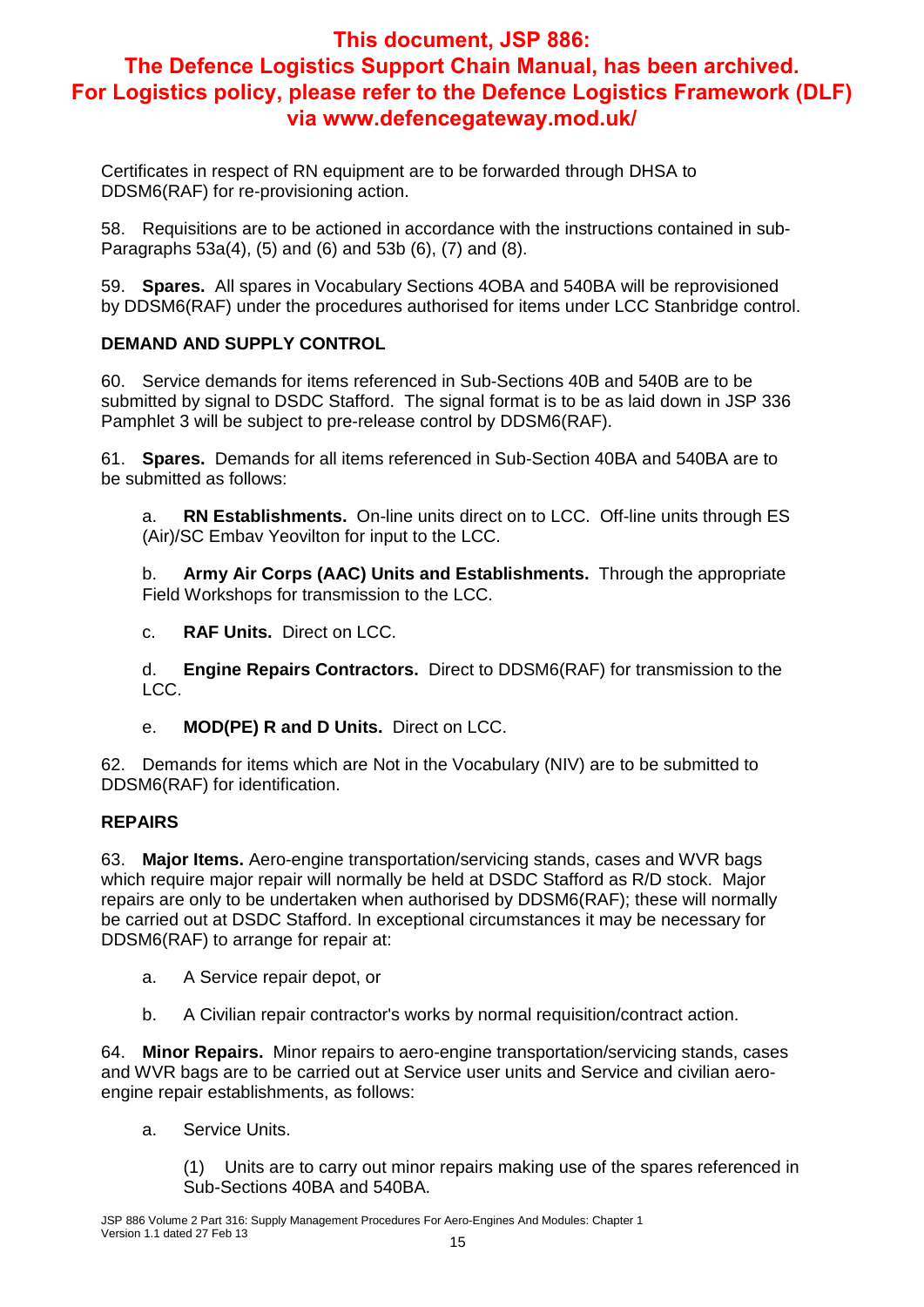Certificates in respect of RN equipment are to be forwarded through DHSA to DDSM6(RAF) for re-provisioning action.

58. Requisitions are to be actioned in accordance with the instructions contained in sub-Paragraphs 53a(4), (5) and (6) and 53b (6), (7) and (8).

59. **Spares.** All spares in Vocabulary Sections 4OBA and 540BA will be reprovisioned by DDSM6(RAF) under the procedures authorised for items under LCC Stanbridge control.

## DEMAND AND SUPPLY CONTROL

60. Service demands for items referenced in Sub-Sections 40B and 540B are to be submitted by signal to DSDC Stafford. The signal format is to be as laid down in JSP 336 Pamphlet 3 will be subject to pre-release control by DDSM6(RAF).

61. **Spares.** Demands for all items referenced in Sub-Section 40BA and 540BA are to be submitted as follows:

a. **RN Establishments.** On-line units direct on to LCC. Off-line units through ES (Air)/SC Embav Yeovilton for input to the LCC.

b. **Army Air Corps (AAC) Units and Establishments.** Through the appropriate Field Workshops for transmission to the LCC.

c. **RAF Units.** Direct on LCC.

d. **Engine Repairs Contractors.** Direct to DDSM6(RAF) for transmission to the LCC.

e. **MOD(PE) R and D Units.** Direct on LCC.

62. Demands for items which are Not in the Vocabulary (NIV) are to be submitted to DDSM6(RAF) for identification.

## REPAIRS

63. **Major Items.** Aero-engine transportation/servicing stands, cases and WVR bags which require major repair will normally be held at DSDC Stafford as R/D stock. Major repairs are only to be undertaken when authorised by DDSM6(RAF); these will normally be carried out at DSDC Stafford. In exceptional circumstances it may be necessary for DDSM6(RAF) to arrange for repair at:

a. A Service repair depot, or

b. A Civilian repair contractor's works by normal requisition/contract action.

64. **Minor Repairs.** Minor repairs to aero-engine transportation/servicing stands, cases and WVR bags are to be carried out at Service user units and Service and civilian aero-engine repair establishments, as follows:

a. Service Units.

(1) Units are to carry out minor repairs making use of the spares referenced in Sub-Sections 40BA and 540BA.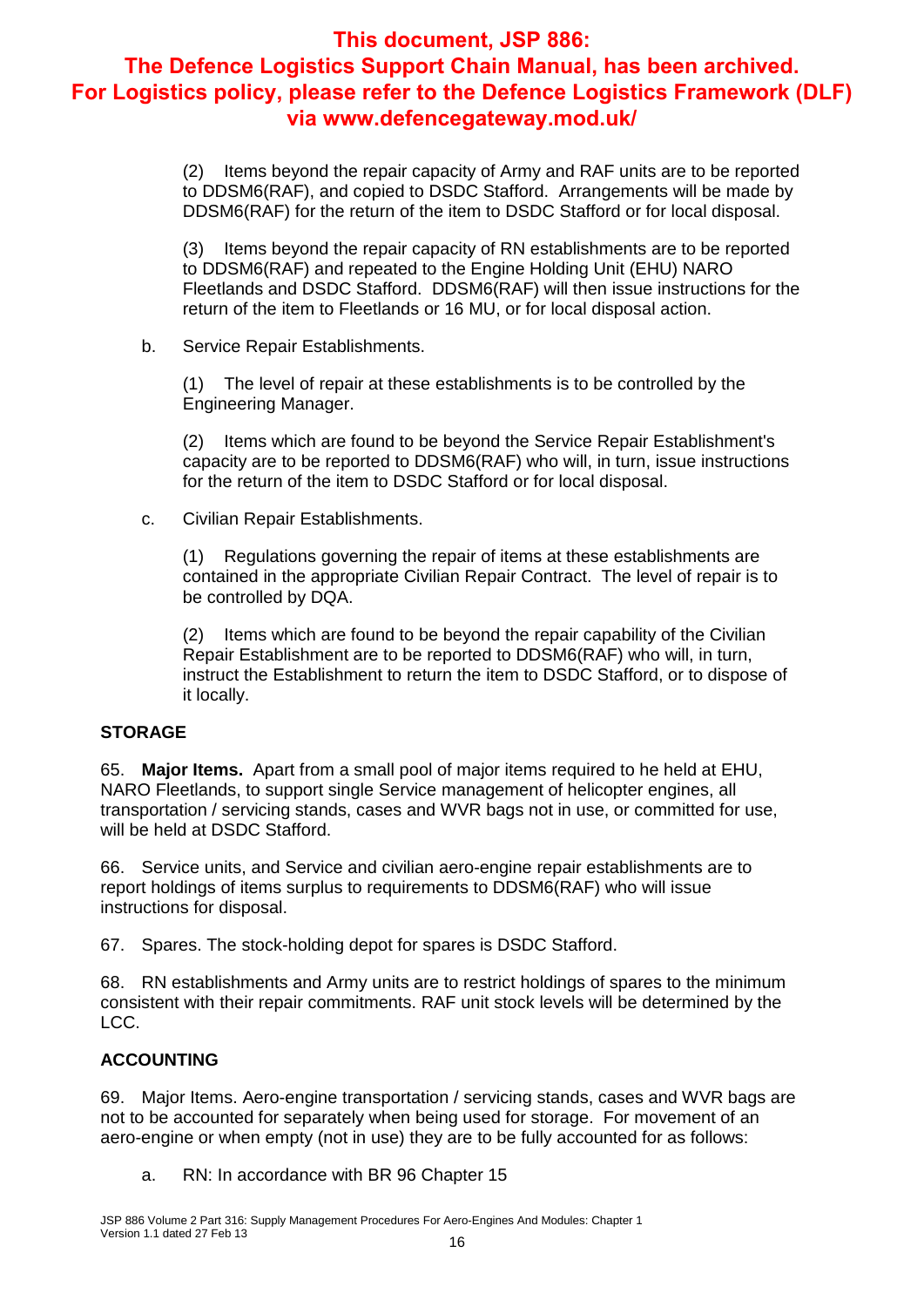**This document, JSP 886: The Defence Logistics Support Chain Manual, has been archived. For Logistics policy, please refer to the Defence Logistics Framework (DLF) via www.defencegateway.mod.uk/**

(2) Items beyond the repair capacity of Army and RAF units are to be reported to DDSM6(RAF), and copied to DSDC Stafford. Arrangements will be made by DDSM6(RAF) for the return of the item to DSDC Stafford or for local disposal.

(3) Items beyond the repair capacity of RN establishments are to be reported to DDSM6(RAF) and repeated to the Engine Holding Unit (EHU) NARO Fleetlands and DSDC Stafford. DDSM6(RAF) will then issue instructions for the return of the item to Fleetlands or 16 MU, or for local disposal action.

b. Service Repair Establishments.

(1) The level of repair at these establishments is to be controlled by the Engineering Manager.

(2) Items which are found to be beyond the Service Repair Establishment's capacity are to be reported to DDSM6(RAF) who will, in turn, issue instructions for the return of the item to DSDC Stafford or for local disposal.

c. Civilian Repair Establishments.

(1) Regulations governing the repair of items at these establishments are contained in the appropriate Civilian Repair Contract. The level of repair is to be controlled by DQA.

(2) Items which are found to be beyond the repair capability of the Civilian Repair Establishment are to be reported to DDSM6(RAF) who will, in turn, instruct the Establishment to return the item to DSDC Stafford, or to dispose of it locally.

## STORAGE

65. **Major Items.** Apart from a small pool of major items required to he held at EHU, NARO Fleetlands, to support single Service management of helicopter engines, all transportation / servicing stands, cases and WVR bags not in use, or committed for use, will be held at DSDC Stafford.

66. Service units, and Service and civilian aero-engine repair establishments are to report holdings of items surplus to requirements to DDSM6(RAF) who will issue instructions for disposal.

67. Spares. The stock-holding depot for spares is DSDC Stafford.

68. RN establishments and Army units are to restrict holdings of spares to the minimum consistent with their repair commitments. RAF unit stock levels will be determined by the LCC.

## ACCOUNTING

69. Major Items. Aero-engine transportation / servicing stands, cases and WVR bags are not to be accounted for separately when being used for storage. For movement of an aero-engine or when empty (not in use) they are to be fully accounted for as follows:

a. RN: In accordance with BR 96 Chapter 15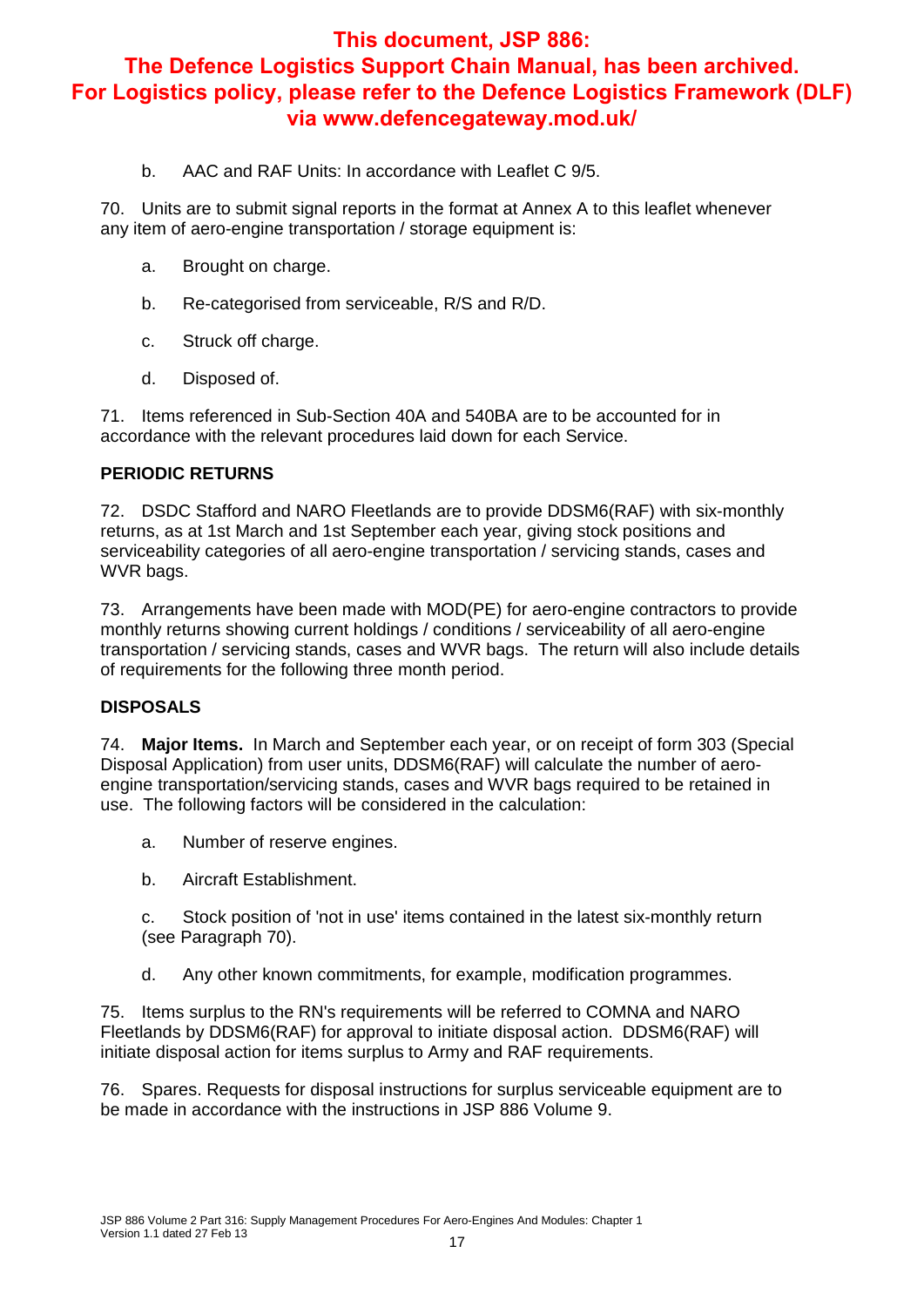**This document, JSP 886: The Defence Logistics Support Chain Manual, has been archived. For Logistics policy, please refer to the Defence Logistics Framework (DLF) via www.defencegateway.mod.uk/**

b. AAC and RAF Units: In accordance with Leaflet C 9/5.

70. Units are to submit signal reports in the format at Annex A to this leaflet whenever any item of aero-engine transportation / storage equipment is:

a. Brought on charge.

b. Re-categorised from serviceable, R/S and R/D.

c. Struck off charge.

d. Disposed of.

71. Items referenced in Sub-Section 40A and 540BA are to be accounted for in accordance with the relevant procedures laid down for each Service.

**PERIODIC RETURNS**

72. DSDC Stafford and NARO Fleetlands are to provide DDSM6(RAF) with six-monthly returns, as at 1st March and 1st September each year, giving stock positions and serviceability categories of all aero-engine transportation / servicing stands, cases and WVR bags.

73. Arrangements have been made with MOD(PE) for aero-engine contractors to provide monthly returns showing current holdings / conditions / serviceability of all aero-engine transportation / servicing stands, cases and WVR bags. The return will also include details of requirements for the following three month period.

**DISPOSALS**

74. **Major Items.** In March and September each year, or on receipt of form 303 (Special Disposal Application) from user units, DDSM6(RAF) will calculate the number of aero-engine transportation/servicing stands, cases and WVR bags required to be retained in use. The following factors will be considered in the calculation:

a. Number of reserve engines.

b. Aircraft Establishment.

c. Stock position of 'not in use' items contained in the latest six-monthly return (see Paragraph 70).

d. Any other known commitments, for example, modification programmes.

75. Items surplus to the RN's requirements will be referred to COMNA and NARO Fleetlands by DDSM6(RAF) for approval to initiate disposal action. DDSM6(RAF) will initiate disposal action for items surplus to Army and RAF requirements.

76. Spares. Requests for disposal instructions for surplus serviceable equipment are to be made in accordance with the instructions in JSP 886 Volume 9.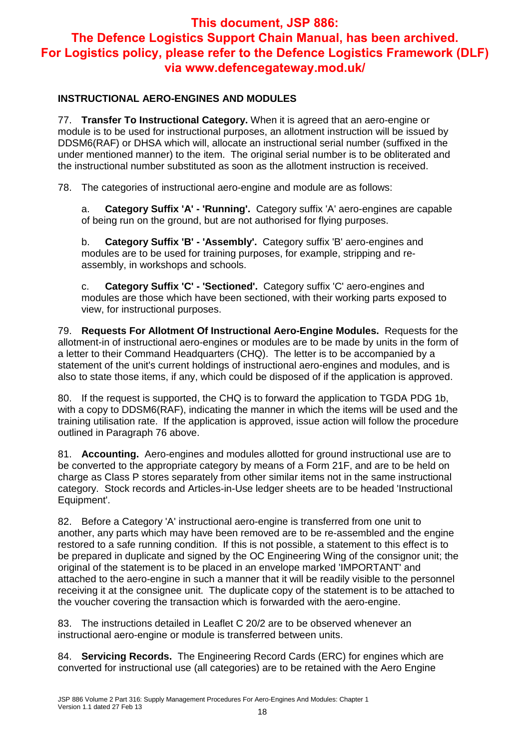**This document, JSP 886: The Defence Logistics Support Chain Manual, has been archived. For Logistics policy, please refer to the Defence Logistics Framework (DLF) via www.defencegateway.mod.uk/**

## INSTRUCTIONAL AERO-ENGINES AND MODULES

77. **Transfer To Instructional Category.** When it is agreed that an aero-engine or module is to be used for instructional purposes, an allotment instruction will be issued by DDSM6(RAF) or DHSA which will, allocate an instructional serial number (suffixed in the under mentioned manner) to the item. The original serial number is to be obliterated and the instructional number substituted as soon as the allotment instruction is received.

78. The categories of instructional aero-engine and module are as follows:

   a. **Category Suffix 'A' - 'Running'.** Category suffix 'A' aero-engines are capable of being run on the ground, but are not authorised for flying purposes.

   b. **Category Suffix 'B' - 'Assembly'.** Category suffix 'B' aero-engines and modules are to be used for training purposes, for example, stripping and re-assembly, in workshops and schools.

   c. **Category Suffix 'C' - 'Sectioned'.** Category suffix 'C' aero-engines and modules are those which have been sectioned, with their working parts exposed to view, for instructional purposes.

79. **Requests For Allotment Of Instructional Aero-Engine Modules.** Requests for the allotment-in of instructional aero-engines or modules are to be made by units in the form of a letter to their Command Headquarters (CHQ). The letter is to be accompanied by a statement of the unit's current holdings of instructional aero-engines and modules, and is also to state those items, if any, which could be disposed of if the application is approved.

80. If the request is supported, the CHQ is to forward the application to TGDA PDG 1b, with a copy to DDSM6(RAF), indicating the manner in which the items will be used and the training utilisation rate. If the application is approved, issue action will follow the procedure outlined in Paragraph 76 above.

81. **Accounting.** Aero-engines and modules allotted for ground instructional use are to be converted to the appropriate category by means of a Form 21F, and are to be held on charge as Class P stores separately from other similar items not in the same instructional category. Stock records and Articles-in-Use ledger sheets are to be headed 'Instructional Equipment'.

82. Before a Category 'A' instructional aero-engine is transferred from one unit to another, any parts which may have been removed are to be re-assembled and the engine restored to a safe running condition. If this is not possible, a statement to this effect is to be prepared in duplicate and signed by the OC Engineering Wing of the consignor unit; the original of the statement is to be placed in an envelope marked 'IMPORTANT' and attached to the aero-engine in such a manner that it will be readily visible to the personnel receiving it at the consignee unit. The duplicate copy of the statement is to be attached to the voucher covering the transaction which is forwarded with the aero-engine.

83. The instructions detailed in Leaflet C 20/2 are to be observed whenever an instructional aero-engine or module is transferred between units.

84. **Servicing Records.** The Engineering Record Cards (ERC) for engines which are converted for instructional use (all categories) are to be retained with the Aero Engine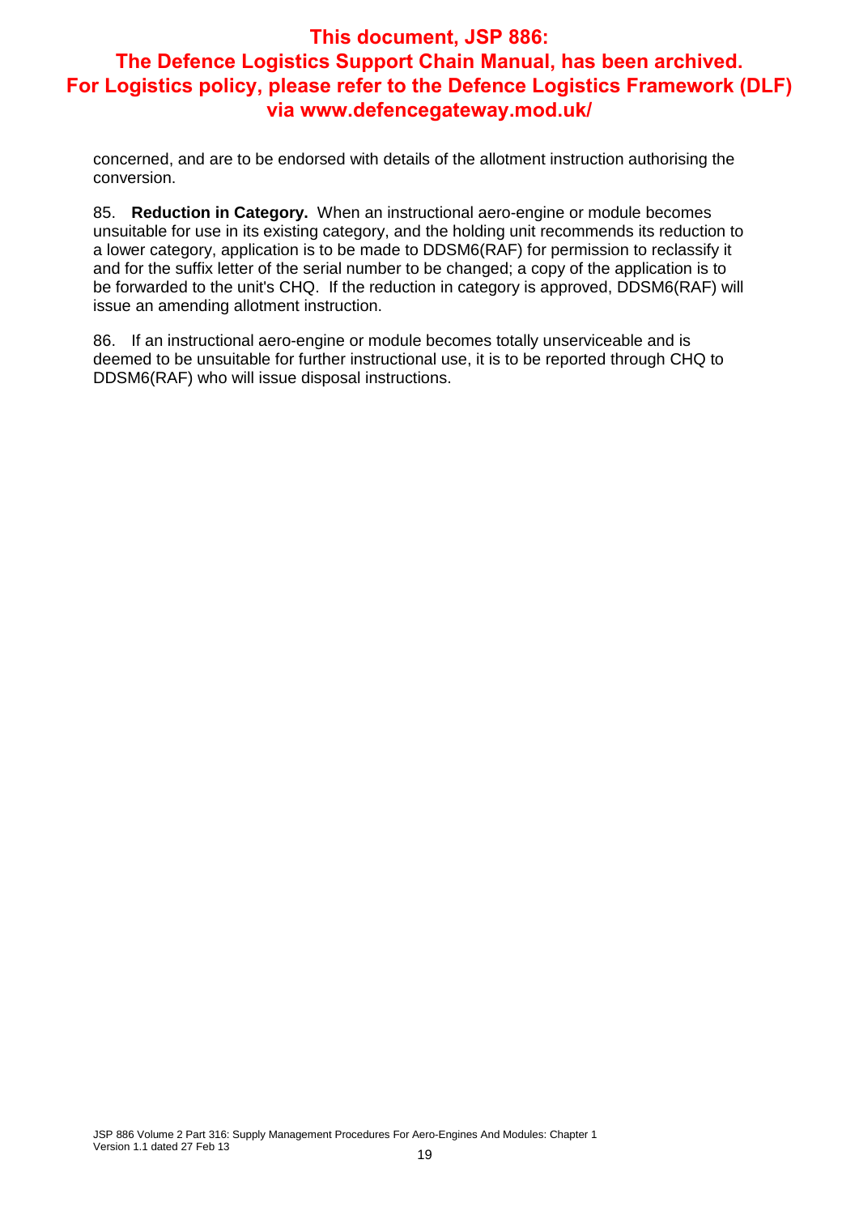concerned, and are to be endorsed with details of the allotment instruction authorising the conversion.

85. **Reduction in Category.** When an instructional aero-engine or module becomes unsuitable for use in its existing category, and the holding unit recommends its reduction to a lower category, application is to be made to DDSM6(RAF) for permission to reclassify it and for the suffix letter of the serial number to be changed; a copy of the application is to be forwarded to the unit's CHQ. If the reduction in category is approved, DDSM6(RAF) will issue an amending allotment instruction.

86. If an instructional aero-engine or module becomes totally unserviceable and is deemed to be unsuitable for further instructional use, it is to be reported through CHQ to DDSM6(RAF) who will issue disposal instructions.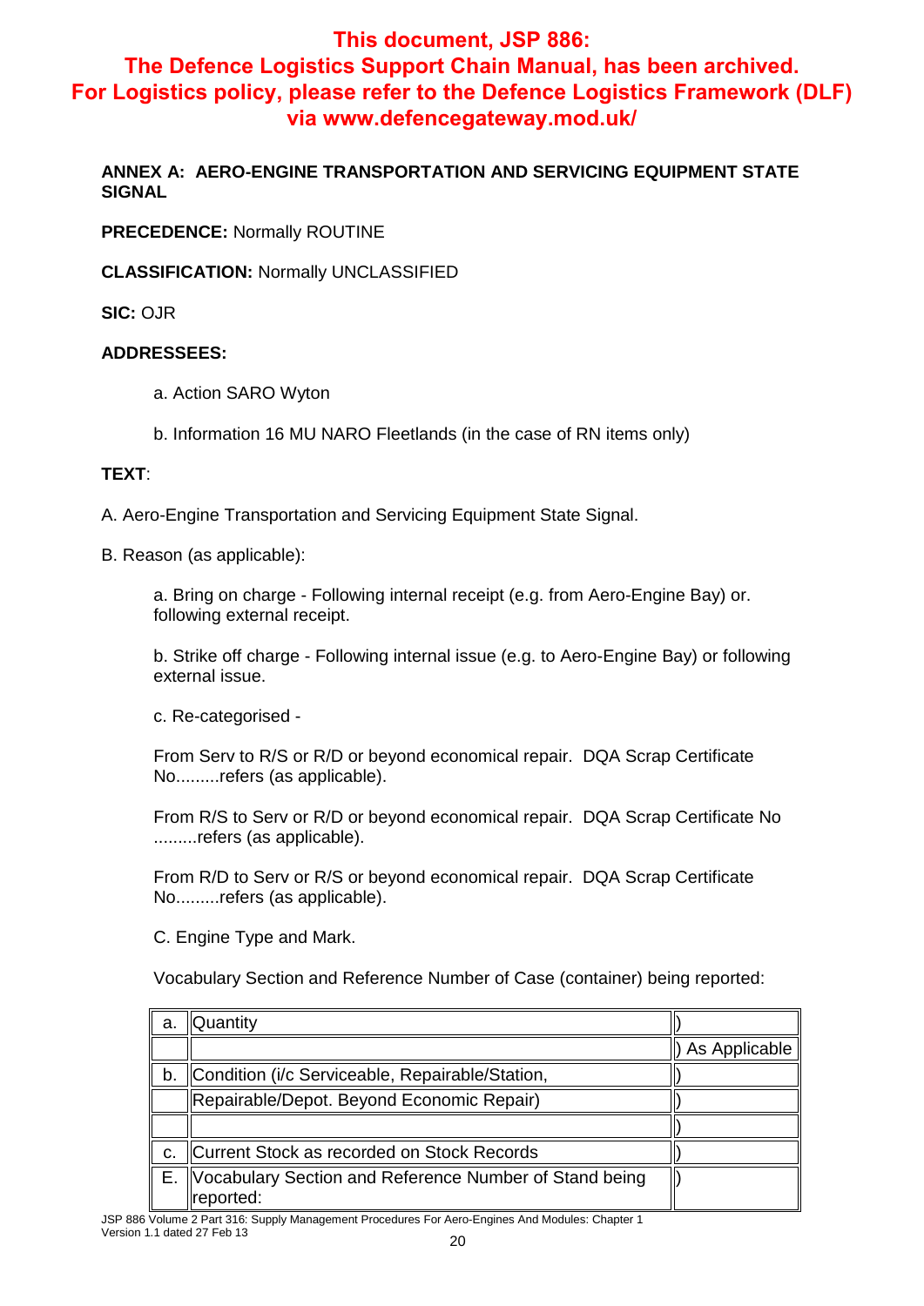**This document, JSP 886:**
**The Defence Logistics Support Chain Manual, has been archived.**
**For Logistics policy, please refer to the Defence Logistics Framework (DLF) via www.defencegateway.mod.uk/**

## ANNEX A: AERO-ENGINE TRANSPORTATION AND SERVICING EQUIPMENT STATE SIGNAL

**PRECEDENCE:** Normally ROUTINE

**CLASSIFICATION:** Normally UNCLASSIFIED

**SIC:** OJR

**ADDRESSEES:**

a. Action SARO Wyton

b. Information 16 MU NARO Fleetlands (in the case of RN items only)

**TEXT**:

A. Aero-Engine Transportation and Servicing Equipment State Signal.

B. Reason (as applicable):

a. Bring on charge - Following internal receipt (e.g. from Aero-Engine Bay) or. following external receipt.

b. Strike off charge - Following internal issue (e.g. to Aero-Engine Bay) or following external issue.

c. Re-categorised -

From Serv to R/S or R/D or beyond economical repair. DQA Scrap Certificate No.........refers (as applicable).

From R/S to Serv or R/D or beyond economical repair. DQA Scrap Certificate No .........refers (as applicable).

From R/D to Serv or R/S or beyond economical repair. DQA Scrap Certificate No.........refers (as applicable).

C. Engine Type and Mark.

Vocabulary Section and Reference Number of Case (container) being reported:

| | | |
|---|---|---|
| a. | Quantity | ) |
| | | ) As Applicable |
| b. | Condition (i/c Serviceable, Repairable/Station, | ) |
| | Repairable/Depot. Beyond Economic Repair) | ) |
| | | ) |
| c. | Current Stock as recorded on Stock Records | ) |
| E. | Vocabulary Section and Reference Number of Stand being reported: | ) |

JSP 886 Volume 2 Part 316: Supply Management Procedures For Aero-Engines And Modules: Chapter 1
Version 1.1 dated 27 Feb 13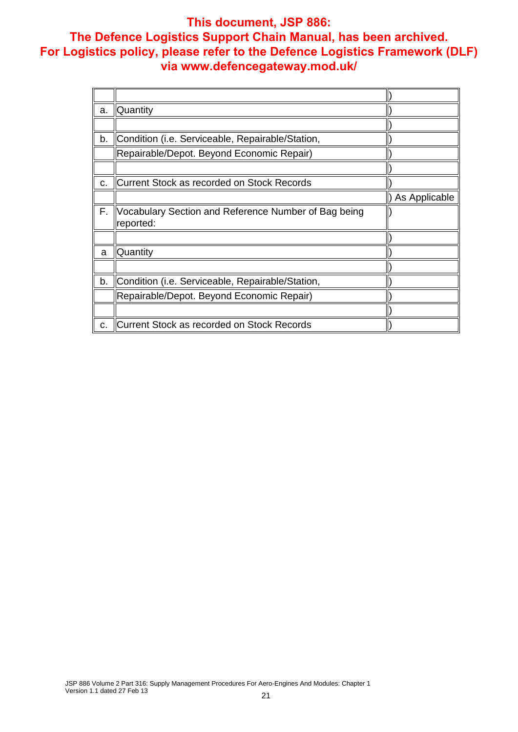**This document, JSP 886: The Defence Logistics Support Chain Manual, has been archived. For Logistics policy, please refer to the Defence Logistics Framework (DLF) via www.defencegateway.mod.uk/**

| | | |
|---|---|---|
| | | ) |
| a. | Quantity | ) |
| | | ) |
| b. | Condition (i.e. Serviceable, Repairable/Station, | ) |
| | Repairable/Depot. Beyond Economic Repair) | ) |
| | | ) |
| c. | Current Stock as recorded on Stock Records | ) |
| | | ) As Applicable |
| F. | Vocabulary Section and Reference Number of Bag being reported: | ) |
| | | ) |
| a | Quantity | ) |
| | | ) |
| b. | Condition (i.e. Serviceable, Repairable/Station, | ) |
| | Repairable/Depot. Beyond Economic Repair) | ) |
| | | ) |
| c. | Current Stock as recorded on Stock Records | ) |